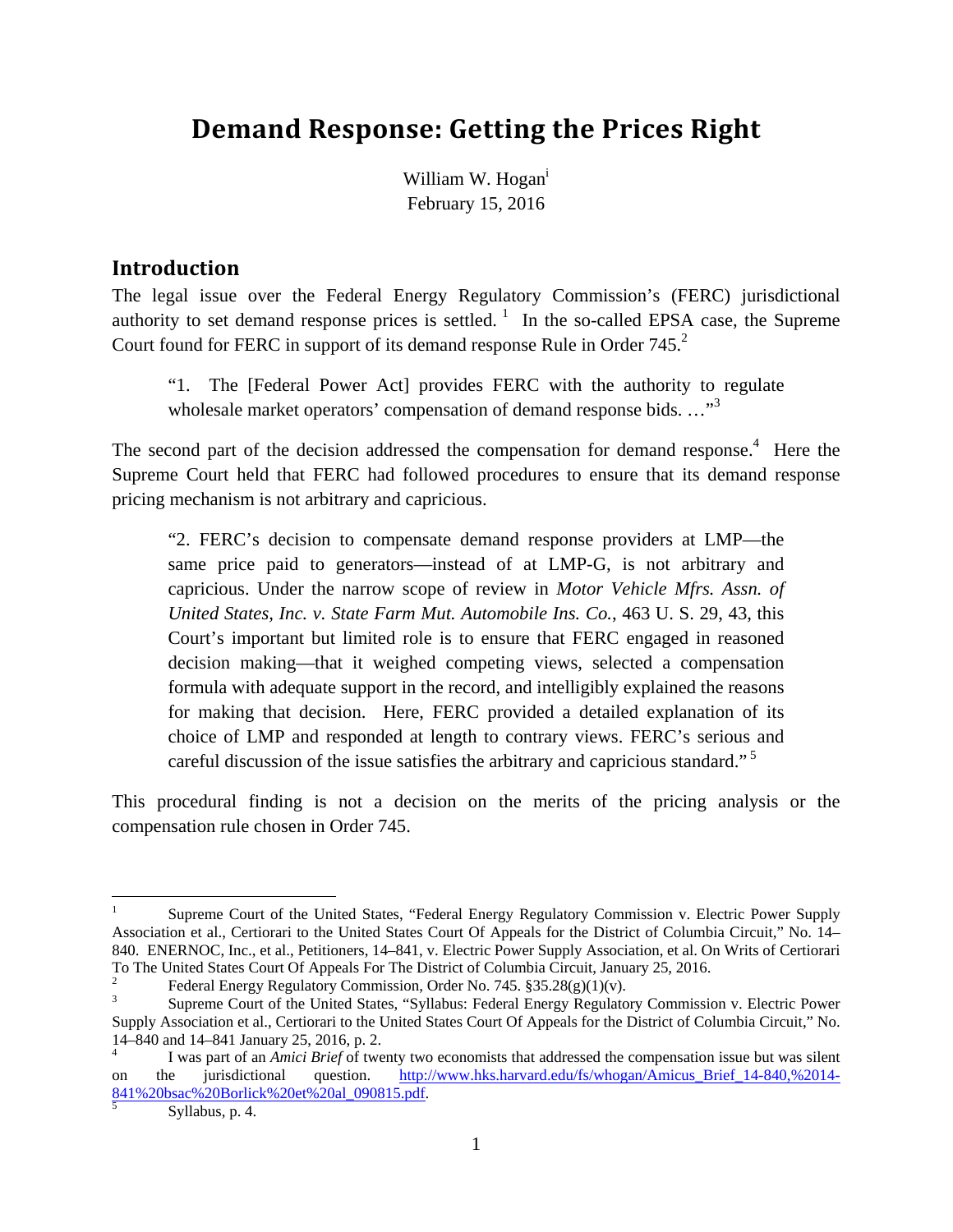# Demand Response: Getting the Prices Right

William W. Hogan[i]
February 15, 2016

## Introduction

The legal issue over the Federal Energy Regulatory Commission's (FERC) jurisdictional authority to set demand response prices is settled. [1] In the so-called EPSA case, the Supreme Court found for FERC in support of its demand response Rule in Order 745.[2]

> "1. The [Federal Power Act] provides FERC with the authority to regulate wholesale market operators' compensation of demand response bids. …"[3]

The second part of the decision addressed the compensation for demand response.[4] Here the Supreme Court held that FERC had followed procedures to ensure that its demand response pricing mechanism is not arbitrary and capricious.

> "2. FERC's decision to compensate demand response providers at LMP—the same price paid to generators—instead of at LMP-G, is not arbitrary and capricious. Under the narrow scope of review in *Motor Vehicle Mfrs. Assn. of United States, Inc. v. State Farm Mut. Automobile Ins. Co.*, 463 U. S. 29, 43, this Court's important but limited role is to ensure that FERC engaged in reasoned decision making—that it weighed competing views, selected a compensation formula with adequate support in the record, and intelligibly explained the reasons for making that decision. Here, FERC provided a detailed explanation of its choice of LMP and responded at length to contrary views. FERC's serious and careful discussion of the issue satisfies the arbitrary and capricious standard." [5]

This procedural finding is not a decision on the merits of the pricing analysis or the compensation rule chosen in Order 745.

---

[1] Supreme Court of the United States, "Federal Energy Regulatory Commission v. Electric Power Supply Association et al., Certiorari to the United States Court Of Appeals for the District of Columbia Circuit," No. 14–840. ENERNOC, Inc., et al., Petitioners, 14–841, v. Electric Power Supply Association, et al. On Writs of Certiorari To The United States Court Of Appeals For The District of Columbia Circuit, January 25, 2016.

[2] Federal Energy Regulatory Commission, Order No. 745. §35.28(g)(1)(v).

[3] Supreme Court of the United States, "Syllabus: Federal Energy Regulatory Commission v. Electric Power Supply Association et al., Certiorari to the United States Court Of Appeals for the District of Columbia Circuit," No. 14–840 and 14–841 January 25, 2016, p. 2.

[4] I was part of an *Amici Brief* of twenty two economists that addressed the compensation issue but was silent on the jurisdictional question. http://www.hks.harvard.edu/fs/whogan/Amicus_Brief_14-840,%2014-841%20bsac%20Borlick%20et%20al_090815.pdf.

[5] Syllabus, p. 4.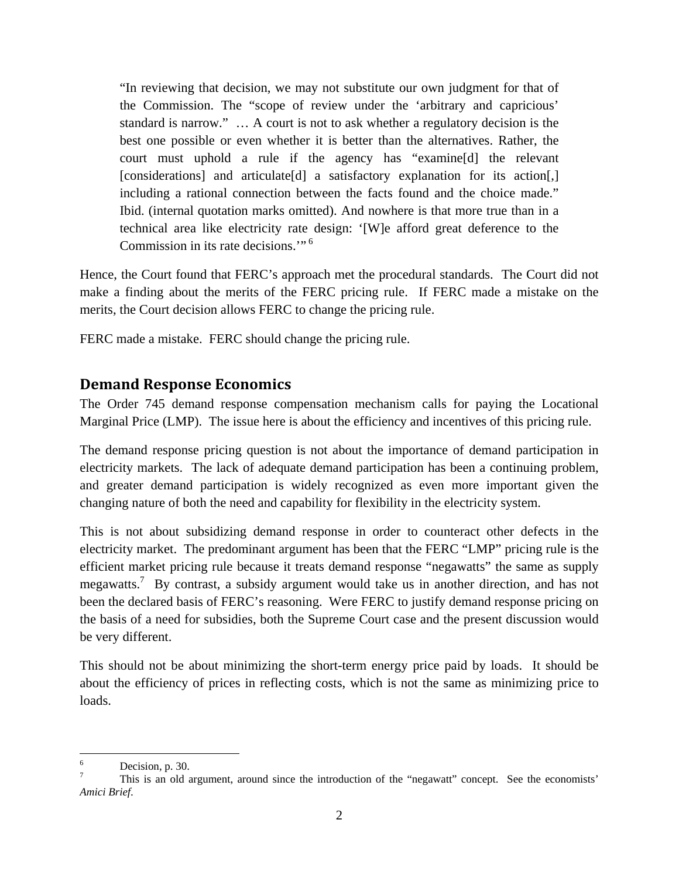> "In reviewing that decision, we may not substitute our own judgment for that of the Commission. The "scope of review under the 'arbitrary and capricious' standard is narrow." … A court is not to ask whether a regulatory decision is the best one possible or even whether it is better than the alternatives. Rather, the court must uphold a rule if the agency has "examine[d] the relevant [considerations] and articulate[d] a satisfactory explanation for its action[,] including a rational connection between the facts found and the choice made." Ibid. (internal quotation marks omitted). And nowhere is that more true than in a technical area like electricity rate design: '[W]e afford great deference to the Commission in its rate decisions.'"[6]

Hence, the Court found that FERC's approach met the procedural standards. The Court did not make a finding about the merits of the FERC pricing rule. If FERC made a mistake on the merits, the Court decision allows FERC to change the pricing rule.

FERC made a mistake. FERC should change the pricing rule.

## Demand Response Economics

The Order 745 demand response compensation mechanism calls for paying the Locational Marginal Price (LMP). The issue here is about the efficiency and incentives of this pricing rule.

The demand response pricing question is not about the importance of demand participation in electricity markets. The lack of adequate demand participation has been a continuing problem, and greater demand participation is widely recognized as even more important given the changing nature of both the need and capability for flexibility in the electricity system.

This is not about subsidizing demand response in order to counteract other defects in the electricity market. The predominant argument has been that the FERC "LMP" pricing rule is the efficient market pricing rule because it treats demand response "negawatts" the same as supply megawatts.[7] By contrast, a subsidy argument would take us in another direction, and has not been the declared basis of FERC's reasoning. Were FERC to justify demand response pricing on the basis of a need for subsidies, both the Supreme Court case and the present discussion would be very different.

This should not be about minimizing the short-term energy price paid by loads. It should be about the efficiency of prices in reflecting costs, which is not the same as minimizing price to loads.

---

[6] Decision, p. 30.

[7] This is an old argument, around since the introduction of the "negawatt" concept. See the economists' *Amici Brief*.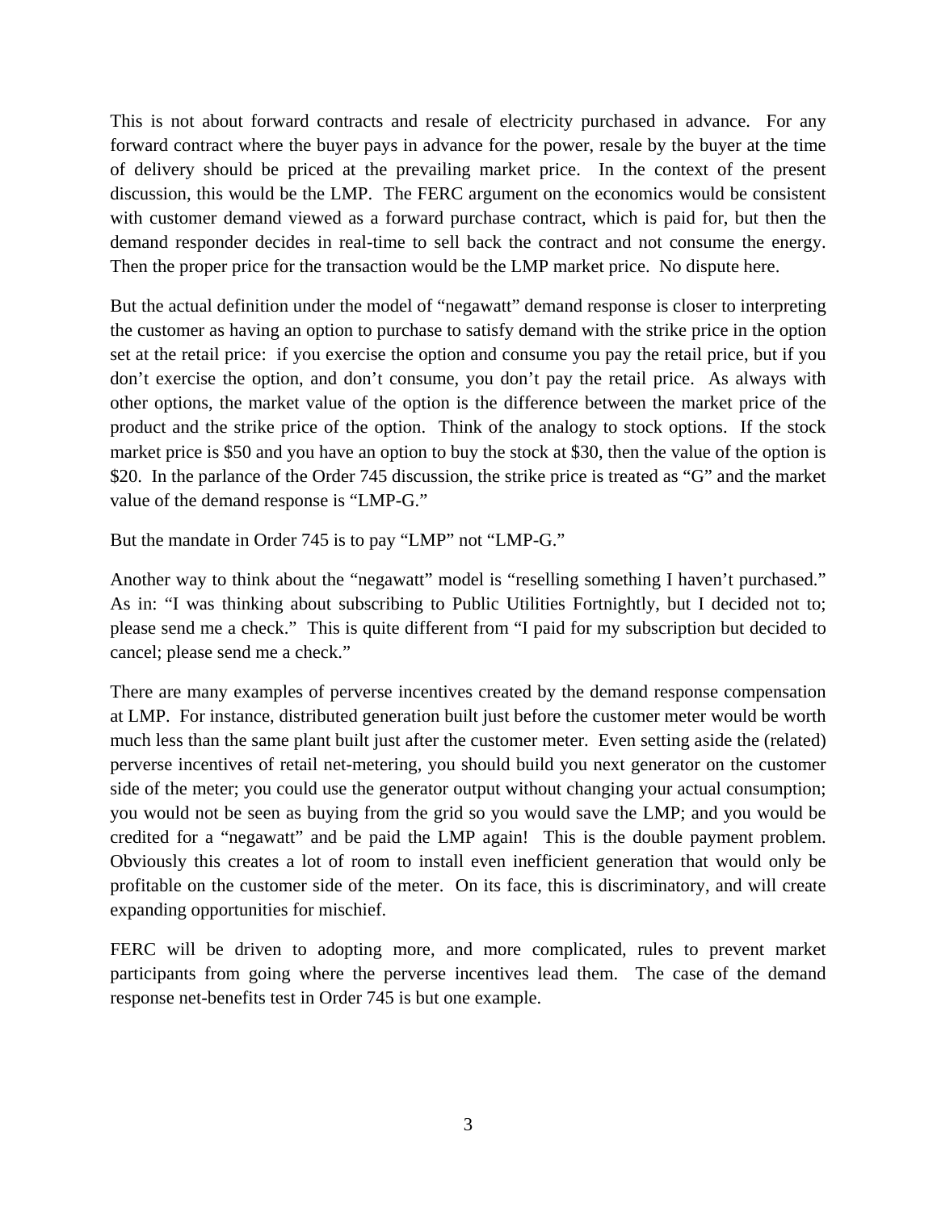This is not about forward contracts and resale of electricity purchased in advance. For any forward contract where the buyer pays in advance for the power, resale by the buyer at the time of delivery should be priced at the prevailing market price. In the context of the present discussion, this would be the LMP. The FERC argument on the economics would be consistent with customer demand viewed as a forward purchase contract, which is paid for, but then the demand responder decides in real-time to sell back the contract and not consume the energy. Then the proper price for the transaction would be the LMP market price. No dispute here.

But the actual definition under the model of "negawatt" demand response is closer to interpreting the customer as having an option to purchase to satisfy demand with the strike price in the option set at the retail price: if you exercise the option and consume you pay the retail price, but if you don't exercise the option, and don't consume, you don't pay the retail price. As always with other options, the market value of the option is the difference between the market price of the product and the strike price of the option. Think of the analogy to stock options. If the stock market price is $50 and you have an option to buy the stock at $30, then the value of the option is $20. In the parlance of the Order 745 discussion, the strike price is treated as "G" and the market value of the demand response is "LMP-G."

But the mandate in Order 745 is to pay "LMP" not "LMP-G."

Another way to think about the "negawatt" model is "reselling something I haven't purchased." As in: "I was thinking about subscribing to Public Utilities Fortnightly, but I decided not to; please send me a check." This is quite different from "I paid for my subscription but decided to cancel; please send me a check."

There are many examples of perverse incentives created by the demand response compensation at LMP. For instance, distributed generation built just before the customer meter would be worth much less than the same plant built just after the customer meter. Even setting aside the (related) perverse incentives of retail net-metering, you should build you next generator on the customer side of the meter; you could use the generator output without changing your actual consumption; you would not be seen as buying from the grid so you would save the LMP; and you would be credited for a "negawatt" and be paid the LMP again! This is the double payment problem. Obviously this creates a lot of room to install even inefficient generation that would only be profitable on the customer side of the meter. On its face, this is discriminatory, and will create expanding opportunities for mischief.

FERC will be driven to adopting more, and more complicated, rules to prevent market participants from going where the perverse incentives lead them. The case of the demand response net-benefits test in Order 745 is but one example.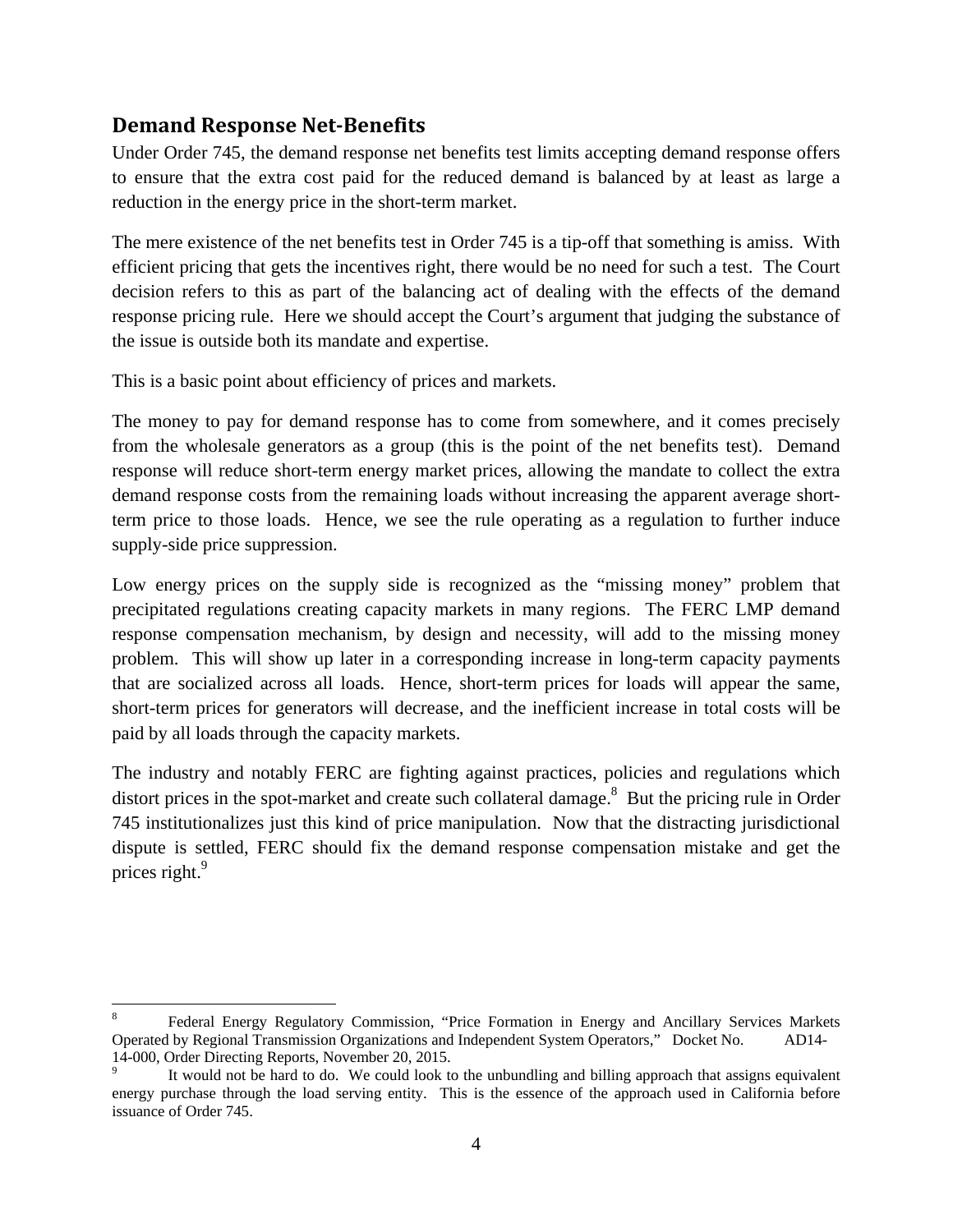## Demand Response Net-Benefits

Under Order 745, the demand response net benefits test limits accepting demand response offers to ensure that the extra cost paid for the reduced demand is balanced by at least as large a reduction in the energy price in the short-term market.

The mere existence of the net benefits test in Order 745 is a tip-off that something is amiss. With efficient pricing that gets the incentives right, there would be no need for such a test. The Court decision refers to this as part of the balancing act of dealing with the effects of the demand response pricing rule. Here we should accept the Court's argument that judging the substance of the issue is outside both its mandate and expertise.

This is a basic point about efficiency of prices and markets.

The money to pay for demand response has to come from somewhere, and it comes precisely from the wholesale generators as a group (this is the point of the net benefits test). Demand response will reduce short-term energy market prices, allowing the mandate to collect the extra demand response costs from the remaining loads without increasing the apparent average short-term price to those loads. Hence, we see the rule operating as a regulation to further induce supply-side price suppression.

Low energy prices on the supply side is recognized as the "missing money" problem that precipitated regulations creating capacity markets in many regions. The FERC LMP demand response compensation mechanism, by design and necessity, will add to the missing money problem. This will show up later in a corresponding increase in long-term capacity payments that are socialized across all loads. Hence, short-term prices for loads will appear the same, short-term prices for generators will decrease, and the inefficient increase in total costs will be paid by all loads through the capacity markets.

The industry and notably FERC are fighting against practices, policies and regulations which distort prices in the spot-market and create such collateral damage.[8] But the pricing rule in Order 745 institutionalizes just this kind of price manipulation. Now that the distracting jurisdictional dispute is settled, FERC should fix the demand response compensation mistake and get the prices right.[9]

---

[8] Federal Energy Regulatory Commission, "Price Formation in Energy and Ancillary Services Markets Operated by Regional Transmission Organizations and Independent System Operators," Docket No. AD14-14-000, Order Directing Reports, November 20, 2015.

[9] It would not be hard to do. We could look to the unbundling and billing approach that assigns equivalent energy purchase through the load serving entity. This is the essence of the approach used in California before issuance of Order 745.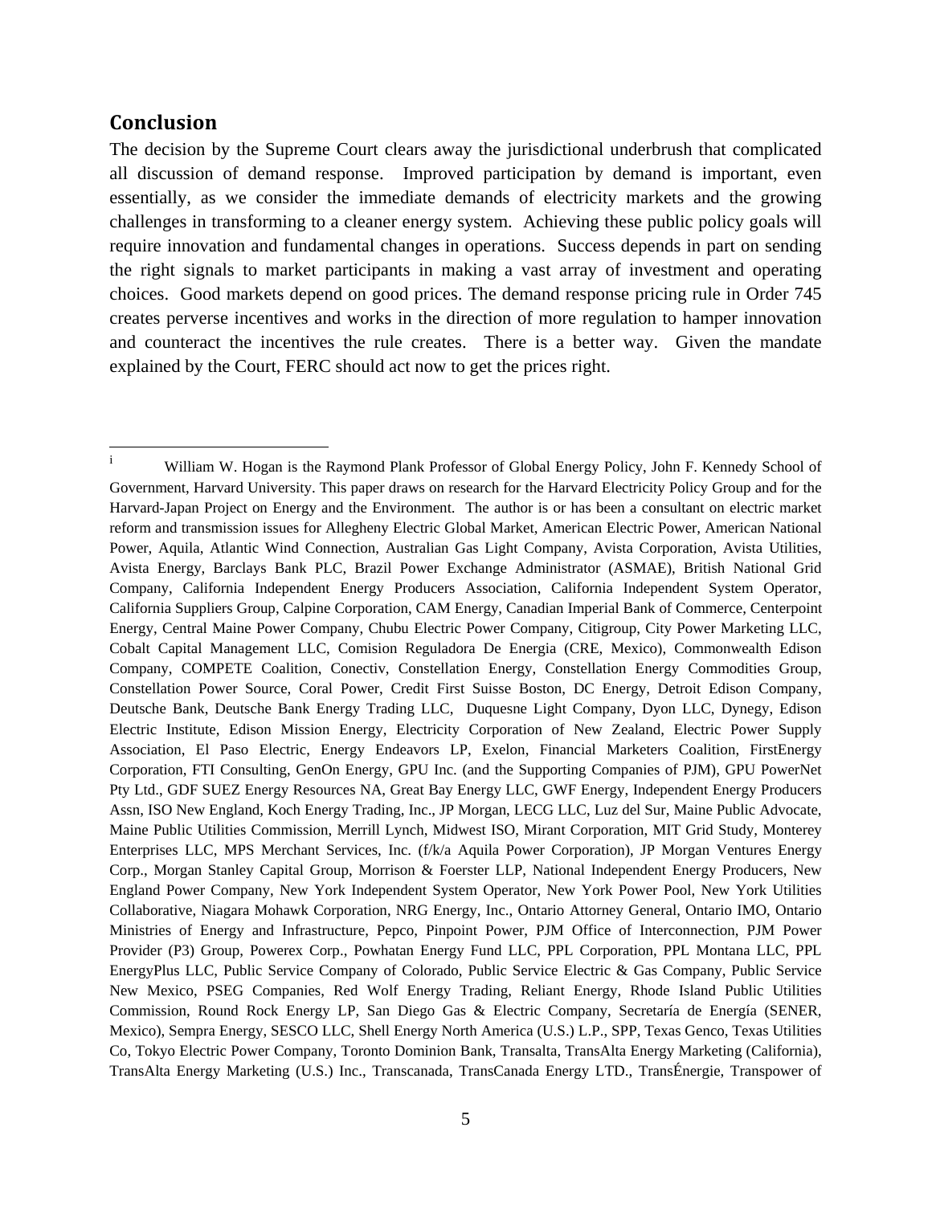## Conclusion

The decision by the Supreme Court clears away the jurisdictional underbrush that complicated all discussion of demand response. Improved participation by demand is important, even essentially, as we consider the immediate demands of electricity markets and the growing challenges in transforming to a cleaner energy system. Achieving these public policy goals will require innovation and fundamental changes in operations. Success depends in part on sending the right signals to market participants in making a vast array of investment and operating choices. Good markets depend on good prices. The demand response pricing rule in Order 745 creates perverse incentives and works in the direction of more regulation to hamper innovation and counteract the incentives the rule creates. There is a better way. Given the mandate explained by the Court, FERC should act now to get the prices right.

---

[i] William W. Hogan is the Raymond Plank Professor of Global Energy Policy, John F. Kennedy School of Government, Harvard University. This paper draws on research for the Harvard Electricity Policy Group and for the Harvard-Japan Project on Energy and the Environment. The author is or has been a consultant on electric market reform and transmission issues for Allegheny Electric Global Market, American Electric Power, American National Power, Aquila, Atlantic Wind Connection, Australian Gas Light Company, Avista Corporation, Avista Utilities, Avista Energy, Barclays Bank PLC, Brazil Power Exchange Administrator (ASMAE), British National Grid Company, California Independent Energy Producers Association, California Independent System Operator, California Suppliers Group, Calpine Corporation, CAM Energy, Canadian Imperial Bank of Commerce, Centerpoint Energy, Central Maine Power Company, Chubu Electric Power Company, Citigroup, City Power Marketing LLC, Cobalt Capital Management LLC, Comision Reguladora De Energia (CRE, Mexico), Commonwealth Edison Company, COMPETE Coalition, Conectiv, Constellation Energy, Constellation Energy Commodities Group, Constellation Power Source, Coral Power, Credit First Suisse Boston, DC Energy, Detroit Edison Company, Deutsche Bank, Deutsche Bank Energy Trading LLC, Duquesne Light Company, Dyon LLC, Dynegy, Edison Electric Institute, Edison Mission Energy, Electricity Corporation of New Zealand, Electric Power Supply Association, El Paso Electric, Energy Endeavors LP, Exelon, Financial Marketers Coalition, FirstEnergy Corporation, FTI Consulting, GenOn Energy, GPU Inc. (and the Supporting Companies of PJM), GPU PowerNet Pty Ltd., GDF SUEZ Energy Resources NA, Great Bay Energy LLC, GWF Energy, Independent Energy Producers Assn, ISO New England, Koch Energy Trading, Inc., JP Morgan, LECG LLC, Luz del Sur, Maine Public Advocate, Maine Public Utilities Commission, Merrill Lynch, Midwest ISO, Mirant Corporation, MIT Grid Study, Monterey Enterprises LLC, MPS Merchant Services, Inc. (f/k/a Aquila Power Corporation), JP Morgan Ventures Energy Corp., Morgan Stanley Capital Group, Morrison & Foerster LLP, National Independent Energy Producers, New England Power Company, New York Independent System Operator, New York Power Pool, New York Utilities Collaborative, Niagara Mohawk Corporation, NRG Energy, Inc., Ontario Attorney General, Ontario IMO, Ontario Ministries of Energy and Infrastructure, Pepco, Pinpoint Power, PJM Office of Interconnection, PJM Power Provider (P3) Group, Powerex Corp., Powhatan Energy Fund LLC, PPL Corporation, PPL Montana LLC, PPL EnergyPlus LLC, Public Service Company of Colorado, Public Service Electric & Gas Company, Public Service New Mexico, PSEG Companies, Red Wolf Energy Trading, Reliant Energy, Rhode Island Public Utilities Commission, Round Rock Energy LP, San Diego Gas & Electric Company, Secretaría de Energía (SENER, Mexico), Sempra Energy, SESCO LLC, Shell Energy North America (U.S.) L.P., SPP, Texas Genco, Texas Utilities Co, Tokyo Electric Power Company, Toronto Dominion Bank, Transalta, TransAlta Energy Marketing (California), TransAlta Energy Marketing (U.S.) Inc., Transcanada, TransCanada Energy LTD., TransÉnergie, Transpower of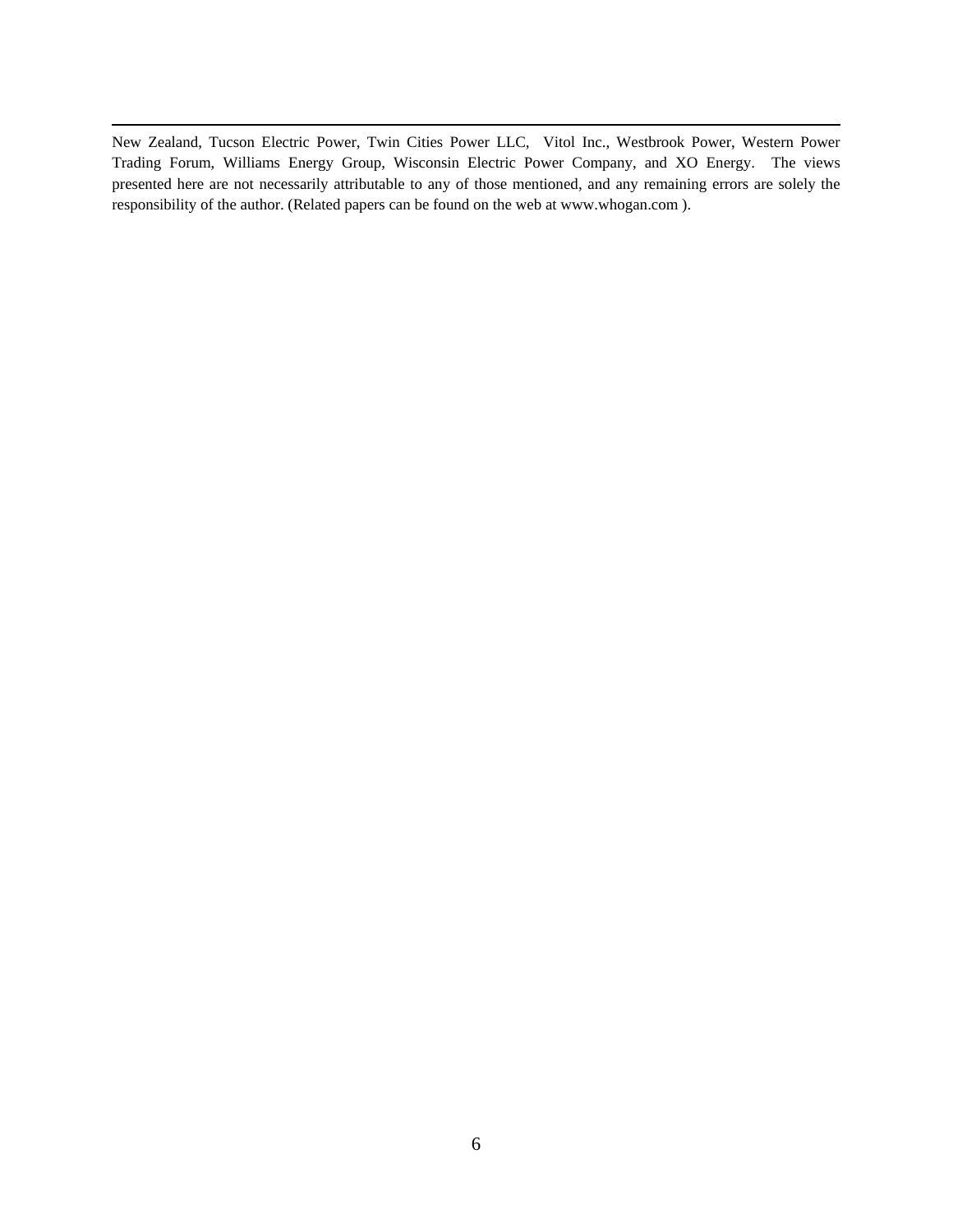New Zealand, Tucson Electric Power, Twin Cities Power LLC, Vitol Inc., Westbrook Power, Western Power Trading Forum, Williams Energy Group, Wisconsin Electric Power Company, and XO Energy. The views presented here are not necessarily attributable to any of those mentioned, and any remaining errors are solely the responsibility of the author. (Related papers can be found on the web at www.whogan.com ).